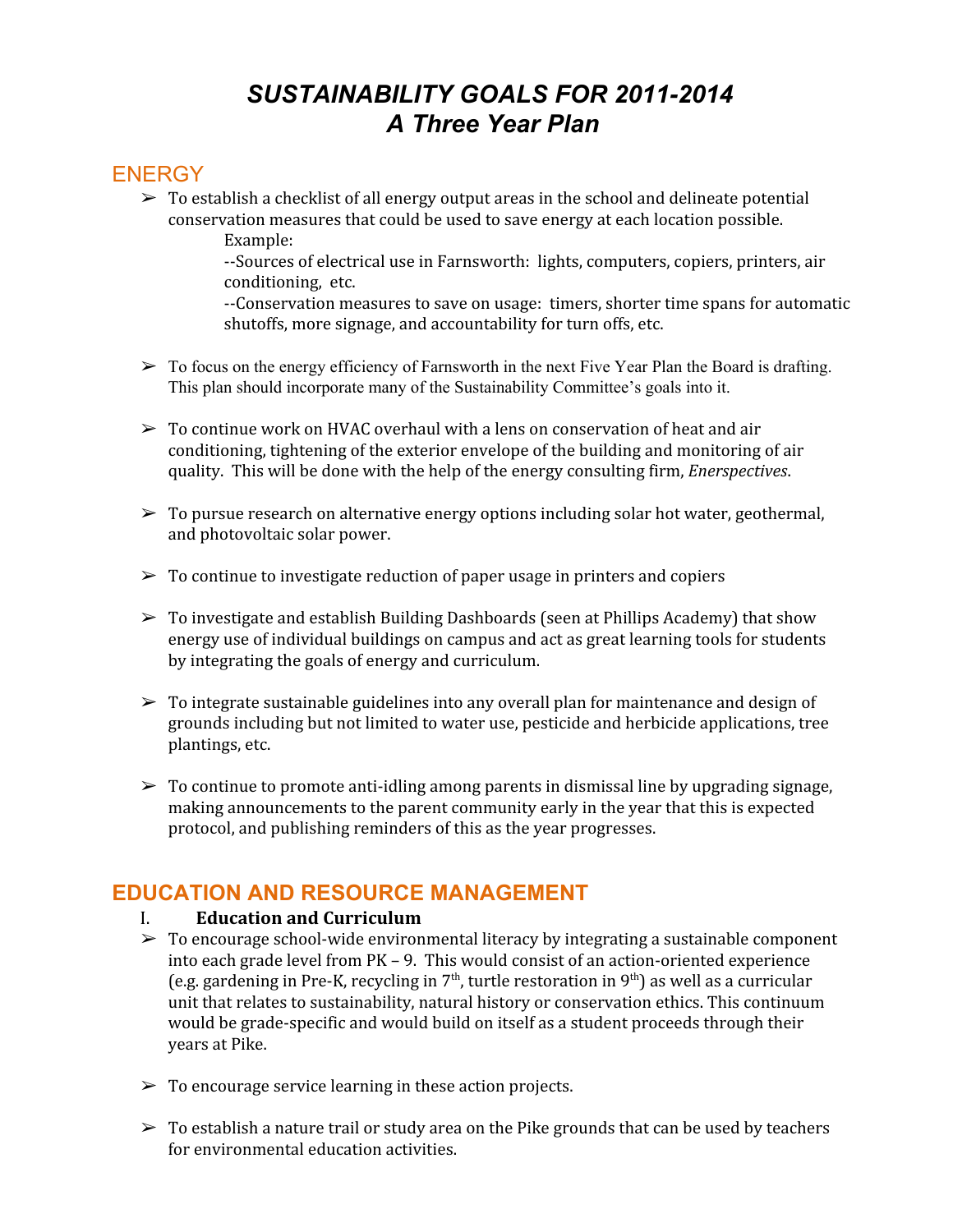# *SUSTAINABILITY GOALS FOR 2011-2014*
# *A Three Year Plan*

## ENERGY

- To establish a checklist of all energy output areas in the school and delineate potential conservation measures that could be used to save energy at each location possible.

  Example:

  --Sources of electrical use in Farnsworth: lights, computers, copiers, printers, air conditioning, etc.

  --Conservation measures to save on usage: timers, shorter time spans for automatic shutoffs, more signage, and accountability for turn offs, etc.

- To focus on the energy efficiency of Farnsworth in the next Five Year Plan the Board is drafting. This plan should incorporate many of the Sustainability Committee's goals into it.

- To continue work on HVAC overhaul with a lens on conservation of heat and air conditioning, tightening of the exterior envelope of the building and monitoring of air quality. This will be done with the help of the energy consulting firm, *Enerspectives*.

- To pursue research on alternative energy options including solar hot water, geothermal, and photovoltaic solar power.

- To continue to investigate reduction of paper usage in printers and copiers

- To investigate and establish Building Dashboards (seen at Phillips Academy) that show energy use of individual buildings on campus and act as great learning tools for students by integrating the goals of energy and curriculum.

- To integrate sustainable guidelines into any overall plan for maintenance and design of grounds including but not limited to water use, pesticide and herbicide applications, tree plantings, etc.

- To continue to promote anti-idling among parents in dismissal line by upgrading signage, making announcements to the parent community early in the year that this is expected protocol, and publishing reminders of this as the year progresses.

## EDUCATION AND RESOURCE MANAGEMENT

### I. Education and Curriculum

- To encourage school-wide environmental literacy by integrating a sustainable component into each grade level from PK – 9. This would consist of an action-oriented experience (e.g. gardening in Pre-K, recycling in 7th, turtle restoration in 9th) as well as a curricular unit that relates to sustainability, natural history or conservation ethics. This continuum would be grade-specific and would build on itself as a student proceeds through their years at Pike.

- To encourage service learning in these action projects.

- To establish a nature trail or study area on the Pike grounds that can be used by teachers for environmental education activities.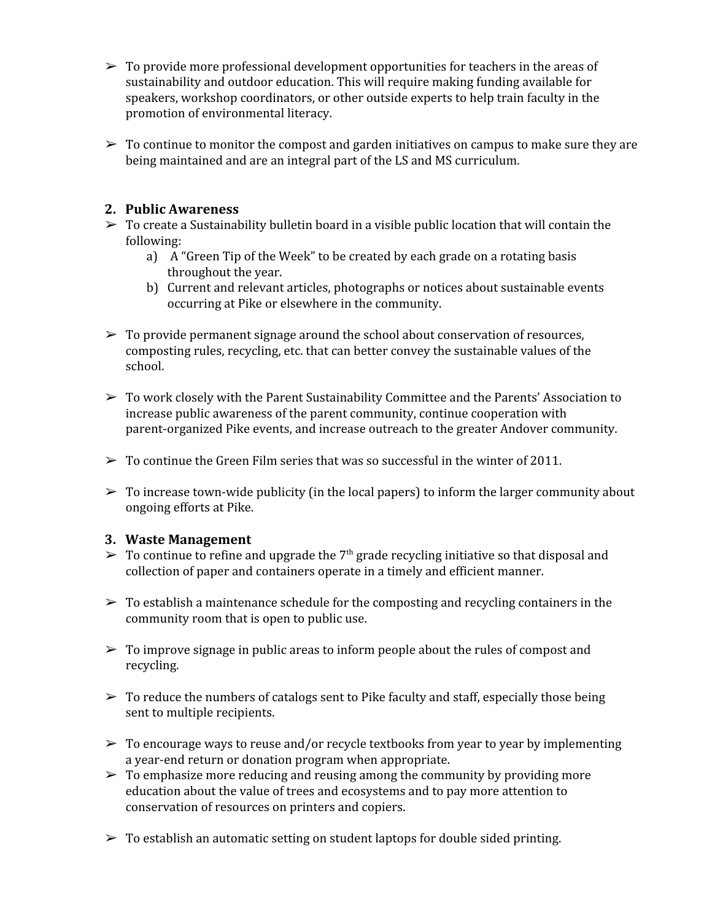- ➢ To provide more professional development opportunities for teachers in the areas of sustainability and outdoor education. This will require making funding available for speakers, workshop coordinators, or other outside experts to help train faculty in the promotion of environmental literacy.

- ➢ To continue to monitor the compost and garden initiatives on campus to make sure they are being maintained and are an integral part of the LS and MS curriculum.

## 2. Public Awareness

- ➢ To create a Sustainability bulletin board in a visible public location that will contain the following:
  - a) A "Green Tip of the Week" to be created by each grade on a rotating basis throughout the year.
  - b) Current and relevant articles, photographs or notices about sustainable events occurring at Pike or elsewhere in the community.

- ➢ To provide permanent signage around the school about conservation of resources, composting rules, recycling, etc. that can better convey the sustainable values of the school.

- ➢ To work closely with the Parent Sustainability Committee and the Parents' Association to increase public awareness of the parent community, continue cooperation with parent-organized Pike events, and increase outreach to the greater Andover community.

- ➢ To continue the Green Film series that was so successful in the winter of 2011.

- ➢ To increase town-wide publicity (in the local papers) to inform the larger community about ongoing efforts at Pike.

## 3. Waste Management

- ➢ To continue to refine and upgrade the 7th grade recycling initiative so that disposal and collection of paper and containers operate in a timely and efficient manner.

- ➢ To establish a maintenance schedule for the composting and recycling containers in the community room that is open to public use.

- ➢ To improve signage in public areas to inform people about the rules of compost and recycling.

- ➢ To reduce the numbers of catalogs sent to Pike faculty and staff, especially those being sent to multiple recipients.

- ➢ To encourage ways to reuse and/or recycle textbooks from year to year by implementing a year-end return or donation program when appropriate.
- ➢ To emphasize more reducing and reusing among the community by providing more education about the value of trees and ecosystems and to pay more attention to conservation of resources on printers and copiers.

- ➢ To establish an automatic setting on student laptops for double sided printing.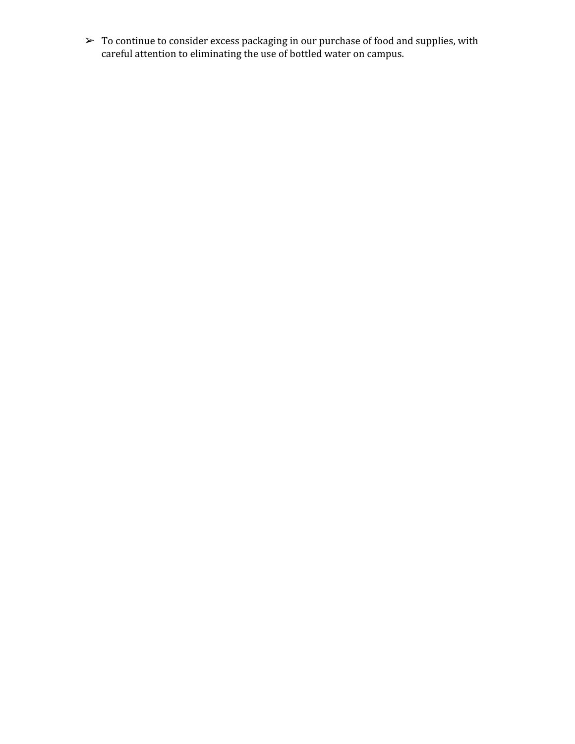- To continue to consider excess packaging in our purchase of food and supplies, with careful attention to eliminating the use of bottled water on campus.